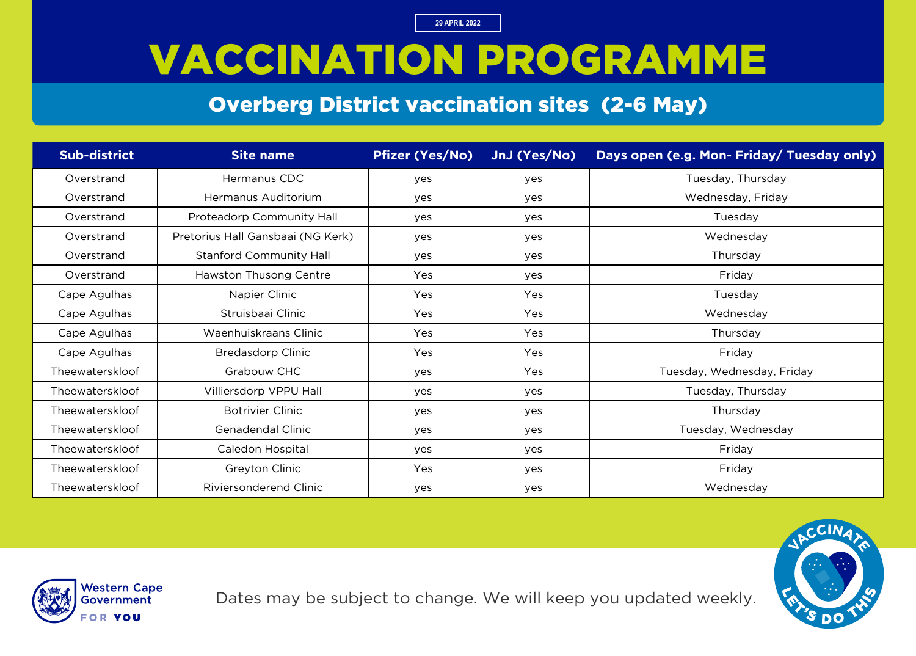29 APRIL 2022

# VACCINATION PROGRAMME

## Overberg District vaccination sites (2-6 May)

| Sub-district | Site name | Pfizer (Yes/No) | JnJ (Yes/No) | Days open (e.g. Mon- Friday/ Tuesday only) |
|---|---|---|---|---|
| Overstrand | Hermanus CDC | yes | yes | Tuesday, Thursday |
| Overstrand | Hermanus Auditorium | yes | yes | Wednesday, Friday |
| Overstrand | Proteadorp Community Hall | yes | yes | Tuesday |
| Overstrand | Pretorius Hall Gansbaai (NG Kerk) | yes | yes | Wednesday |
| Overstrand | Stanford Community Hall | yes | yes | Thursday |
| Overstrand | Hawston Thusong Centre | Yes | yes | Friday |
| Cape Agulhas | Napier Clinic | Yes | Yes | Tuesday |
| Cape Agulhas | Struisbaai Clinic | Yes | Yes | Wednesday |
| Cape Agulhas | Waenhuiskraans Clinic | Yes | Yes | Thursday |
| Cape Agulhas | Bredasdorp Clinic | Yes | Yes | Friday |
| Theewaterskloof | Grabouw CHC | yes | Yes | Tuesday, Wednesday, Friday |
| Theewaterskloof | Villiersdorp VPPU Hall | yes | yes | Tuesday, Thursday |
| Theewaterskloof | Botrivier Clinic | yes | yes | Thursday |
| Theewaterskloof | Genadendal Clinic | yes | yes | Tuesday, Wednesday |
| Theewaterskloof | Caledon Hospital | yes | yes | Friday |
| Theewaterskloof | Greyton Clinic | Yes | yes | Friday |
| Theewaterskloof | Riviersonderend Clinic | yes | yes | Wednesday |

Western Cape Government FOR YOU

Dates may be subject to change. We will keep you updated weekly.

VACCINATE LET'S DO THIS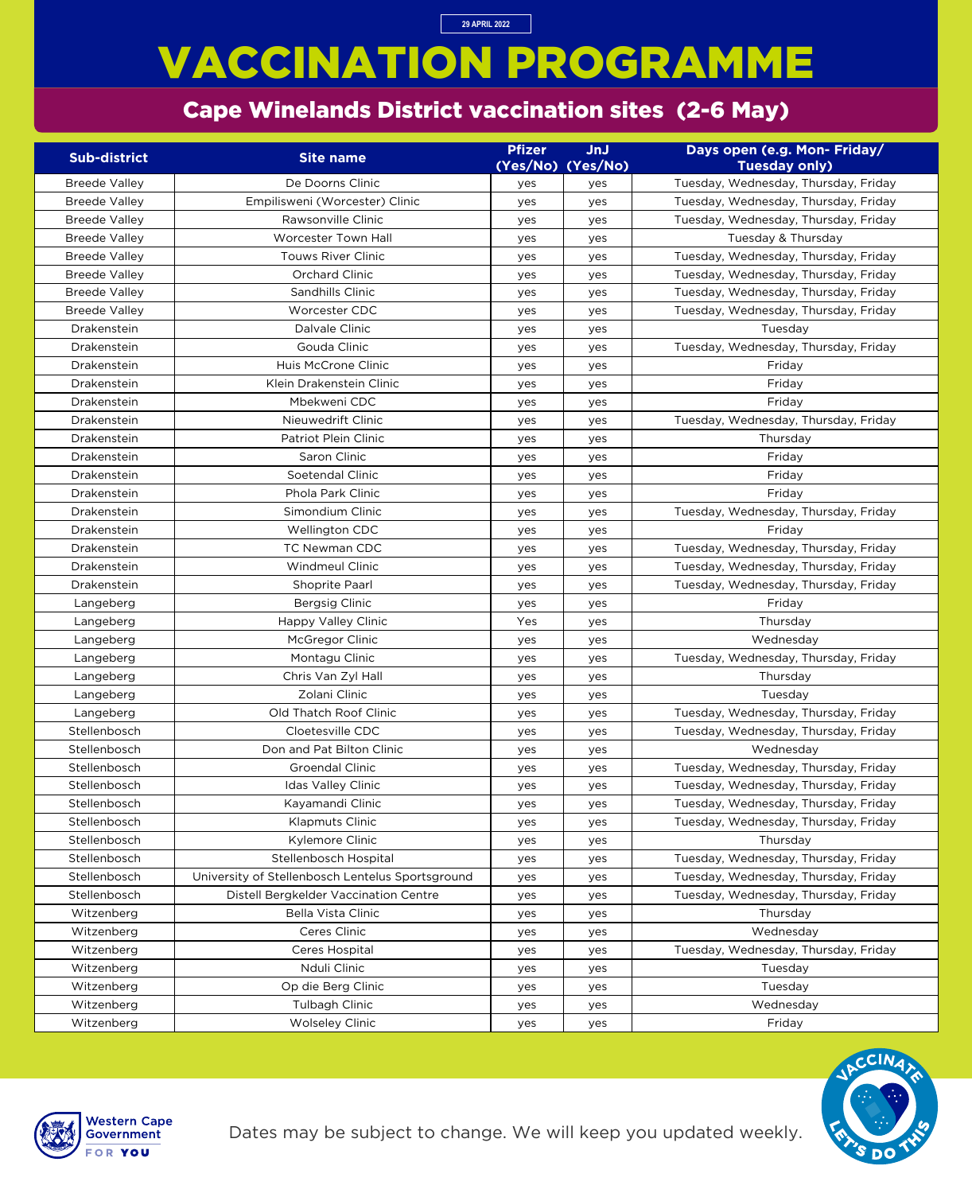29 APRIL 2022

# VACCINATION PROGRAMME

## Cape Winelands District vaccination sites (2-6 May)

| Sub-district | Site name | Pfizer (Yes/No) | JnJ (Yes/No) | Days open (e.g. Mon- Friday/ Tuesday only) |
|---|---|---|---|---|
| Breede Valley | De Doorns Clinic | yes | yes | Tuesday, Wednesday, Thursday, Friday |
| Breede Valley | Empilisweni (Worcester) Clinic | yes | yes | Tuesday, Wednesday, Thursday, Friday |
| Breede Valley | Rawsonville Clinic | yes | yes | Tuesday, Wednesday, Thursday, Friday |
| Breede Valley | Worcester Town Hall | yes | yes | Tuesday & Thursday |
| Breede Valley | Touws River Clinic | yes | yes | Tuesday, Wednesday, Thursday, Friday |
| Breede Valley | Orchard Clinic | yes | yes | Tuesday, Wednesday, Thursday, Friday |
| Breede Valley | Sandhills Clinic | yes | yes | Tuesday, Wednesday, Thursday, Friday |
| Breede Valley | Worcester CDC | yes | yes | Tuesday, Wednesday, Thursday, Friday |
| Drakenstein | Dalvale Clinic | yes | yes | Tuesday |
| Drakenstein | Gouda Clinic | yes | yes | Tuesday, Wednesday, Thursday, Friday |
| Drakenstein | Huis McCrone Clinic | yes | yes | Friday |
| Drakenstein | Klein Drakenstein Clinic | yes | yes | Friday |
| Drakenstein | Mbekweni CDC | yes | yes | Friday |
| Drakenstein | Nieuwedrift Clinic | yes | yes | Tuesday, Wednesday, Thursday, Friday |
| Drakenstein | Patriot Plein Clinic | yes | yes | Thursday |
| Drakenstein | Saron Clinic | yes | yes | Friday |
| Drakenstein | Soetendal Clinic | yes | yes | Friday |
| Drakenstein | Phola Park Clinic | yes | yes | Friday |
| Drakenstein | Simondium Clinic | yes | yes | Tuesday, Wednesday, Thursday, Friday |
| Drakenstein | Wellington CDC | yes | yes | Friday |
| Drakenstein | TC Newman CDC | yes | yes | Tuesday, Wednesday, Thursday, Friday |
| Drakenstein | Windmeul Clinic | yes | yes | Tuesday, Wednesday, Thursday, Friday |
| Drakenstein | Shoprite Paarl | yes | yes | Tuesday, Wednesday, Thursday, Friday |
| Langeberg | Bergsig Clinic | yes | yes | Friday |
| Langeberg | Happy Valley Clinic | Yes | yes | Thursday |
| Langeberg | McGregor Clinic | yes | yes | Wednesday |
| Langeberg | Montagu Clinic | yes | yes | Tuesday, Wednesday, Thursday, Friday |
| Langeberg | Chris Van Zyl Hall | yes | yes | Thursday |
| Langeberg | Zolani Clinic | yes | yes | Tuesday |
| Langeberg | Old Thatch Roof Clinic | yes | yes | Tuesday, Wednesday, Thursday, Friday |
| Stellenbosch | Cloetesville CDC | yes | yes | Tuesday, Wednesday, Thursday, Friday |
| Stellenbosch | Don and Pat Bilton Clinic | yes | yes | Wednesday |
| Stellenbosch | Groendal Clinic | yes | yes | Tuesday, Wednesday, Thursday, Friday |
| Stellenbosch | Idas Valley Clinic | yes | yes | Tuesday, Wednesday, Thursday, Friday |
| Stellenbosch | Kayamandi Clinic | yes | yes | Tuesday, Wednesday, Thursday, Friday |
| Stellenbosch | Klapmuts Clinic | yes | yes | Tuesday, Wednesday, Thursday, Friday |
| Stellenbosch | Kylemore Clinic | yes | yes | Thursday |
| Stellenbosch | Stellenbosch Hospital | yes | yes | Tuesday, Wednesday, Thursday, Friday |
| Stellenbosch | University of Stellenbosch Lentelus Sportsground | yes | yes | Tuesday, Wednesday, Thursday, Friday |
| Stellenbosch | Distell Bergkelder Vaccination Centre | yes | yes | Tuesday, Wednesday, Thursday, Friday |
| Witzenberg | Bella Vista Clinic | yes | yes | Thursday |
| Witzenberg | Ceres Clinic | yes | yes | Wednesday |
| Witzenberg | Ceres Hospital | yes | yes | Tuesday, Wednesday, Thursday, Friday |
| Witzenberg | Nduli Clinic | yes | yes | Tuesday |
| Witzenberg | Op die Berg Clinic | yes | yes | Tuesday |
| Witzenberg | Tulbagh Clinic | yes | yes | Wednesday |
| Witzenberg | Wolseley Clinic | yes | yes | Friday |

Western Cape Government FOR YOU

Dates may be subject to change. We will keep you updated weekly.

VACCINATE LET'S DO THIS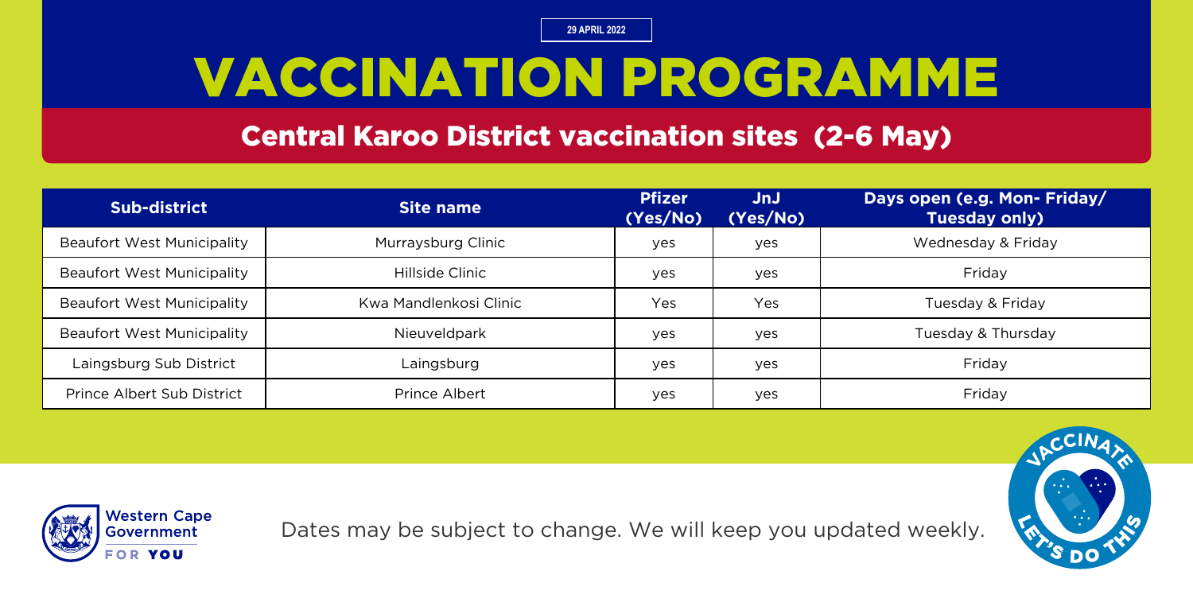29 APRIL 2022

# VACCINATION PROGRAMME

## Central Karoo District vaccination sites (2-6 May)

| Sub-district | Site name | Pfizer (Yes/No) | JnJ (Yes/No) | Days open (e.g. Mon- Friday/ Tuesday only) |
|---|---|---|---|---|
| Beaufort West Municipality | Murraysburg Clinic | yes | yes | Wednesday & Friday |
| Beaufort West Municipality | Hillside Clinic | yes | yes | Friday |
| Beaufort West Municipality | Kwa Mandlenkosi Clinic | Yes | Yes | Tuesday & Friday |
| Beaufort West Municipality | Nieuveldpark | yes | yes | Tuesday & Thursday |
| Laingsburg Sub District | Laingsburg | yes | yes | Friday |
| Prince Albert Sub District | Prince Albert | yes | yes | Friday |

Western Cape Government FOR YOU

Dates may be subject to change. We will keep you updated weekly.

VACCINATE LET'S DO THIS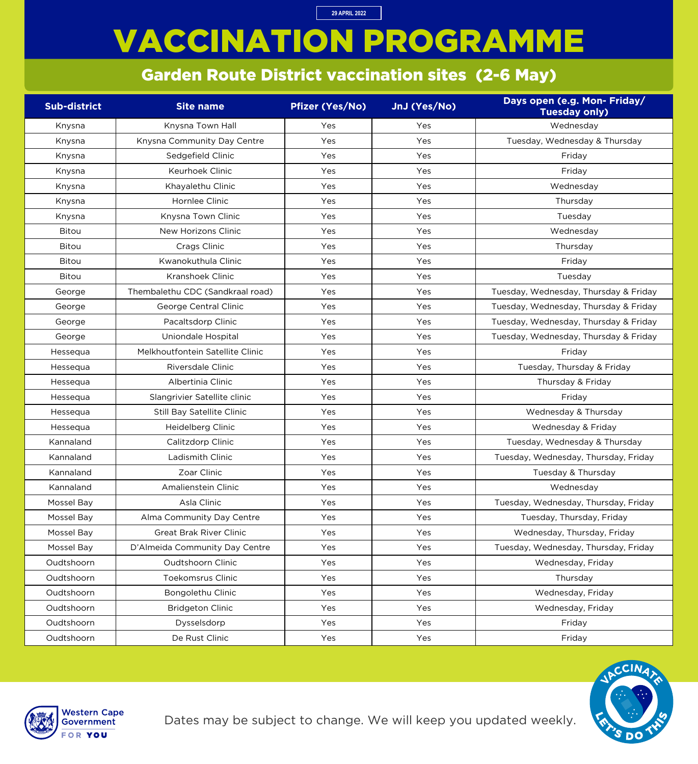29 APRIL 2022

# VACCINATION PROGRAMME

## Garden Route District vaccination sites (2-6 May)

| Sub-district | Site name | Pfizer (Yes/No) | JnJ (Yes/No) | Days open (e.g. Mon- Friday/ Tuesday only) |
|---|---|---|---|---|
| Knysna | Knysna Town Hall | Yes | Yes | Wednesday |
| Knysna | Knysna Community Day Centre | Yes | Yes | Tuesday, Wednesday & Thursday |
| Knysna | Sedgefield Clinic | Yes | Yes | Friday |
| Knysna | Keurhoek Clinic | Yes | Yes | Friday |
| Knysna | Khayalethu Clinic | Yes | Yes | Wednesday |
| Knysna | Hornlee Clinic | Yes | Yes | Thursday |
| Knysna | Knysna Town Clinic | Yes | Yes | Tuesday |
| Bitou | New Horizons Clinic | Yes | Yes | Wednesday |
| Bitou | Crags Clinic | Yes | Yes | Thursday |
| Bitou | Kwanokuthula Clinic | Yes | Yes | Friday |
| Bitou | Kranshoek Clinic | Yes | Yes | Tuesday |
| George | Thembalethu CDC (Sandkraal road) | Yes | Yes | Tuesday, Wednesday, Thursday & Friday |
| George | George Central Clinic | Yes | Yes | Tuesday, Wednesday, Thursday & Friday |
| George | Pacaltsdorp Clinic | Yes | Yes | Tuesday, Wednesday, Thursday & Friday |
| George | Uniondale Hospital | Yes | Yes | Tuesday, Wednesday, Thursday & Friday |
| Hessequa | Melkhoutfontein Satellite Clinic | Yes | Yes | Friday |
| Hessequa | Riversdale Clinic | Yes | Yes | Tuesday, Thursday & Friday |
| Hessequa | Albertinia Clinic | Yes | Yes | Thursday & Friday |
| Hessequa | Slangrivier Satellite clinic | Yes | Yes | Friday |
| Hessequa | Still Bay Satellite Clinic | Yes | Yes | Wednesday & Thursday |
| Hessequa | Heidelberg Clinic | Yes | Yes | Wednesday & Friday |
| Kannaland | Calitzdorp Clinic | Yes | Yes | Tuesday, Wednesday & Thursday |
| Kannaland | Ladismith Clinic | Yes | Yes | Tuesday, Wednesday, Thursday, Friday |
| Kannaland | Zoar Clinic | Yes | Yes | Tuesday & Thursday |
| Kannaland | Amalienstein Clinic | Yes | Yes | Wednesday |
| Mossel Bay | Asla Clinic | Yes | Yes | Tuesday, Wednesday, Thursday, Friday |
| Mossel Bay | Alma Community Day Centre | Yes | Yes | Tuesday, Thursday, Friday |
| Mossel Bay | Great Brak River Clinic | Yes | Yes | Wednesday, Thursday, Friday |
| Mossel Bay | D'Almeida Community Day Centre | Yes | Yes | Tuesday, Wednesday, Thursday, Friday |
| Oudtshoorn | Oudtshoorn Clinic | Yes | Yes | Wednesday, Friday |
| Oudtshoorn | Toekomsrus Clinic | Yes | Yes | Thursday |
| Oudtshoorn | Bongolethu Clinic | Yes | Yes | Wednesday, Friday |
| Oudtshoorn | Bridgeton Clinic | Yes | Yes | Wednesday, Friday |
| Oudtshoorn | Dysselsdorp | Yes | Yes | Friday |
| Oudtshoorn | De Rust Clinic | Yes | Yes | Friday |

Western Cape Government FOR YOU

Dates may be subject to change. We will keep you updated weekly.

VACCINATE LET'S DO THIS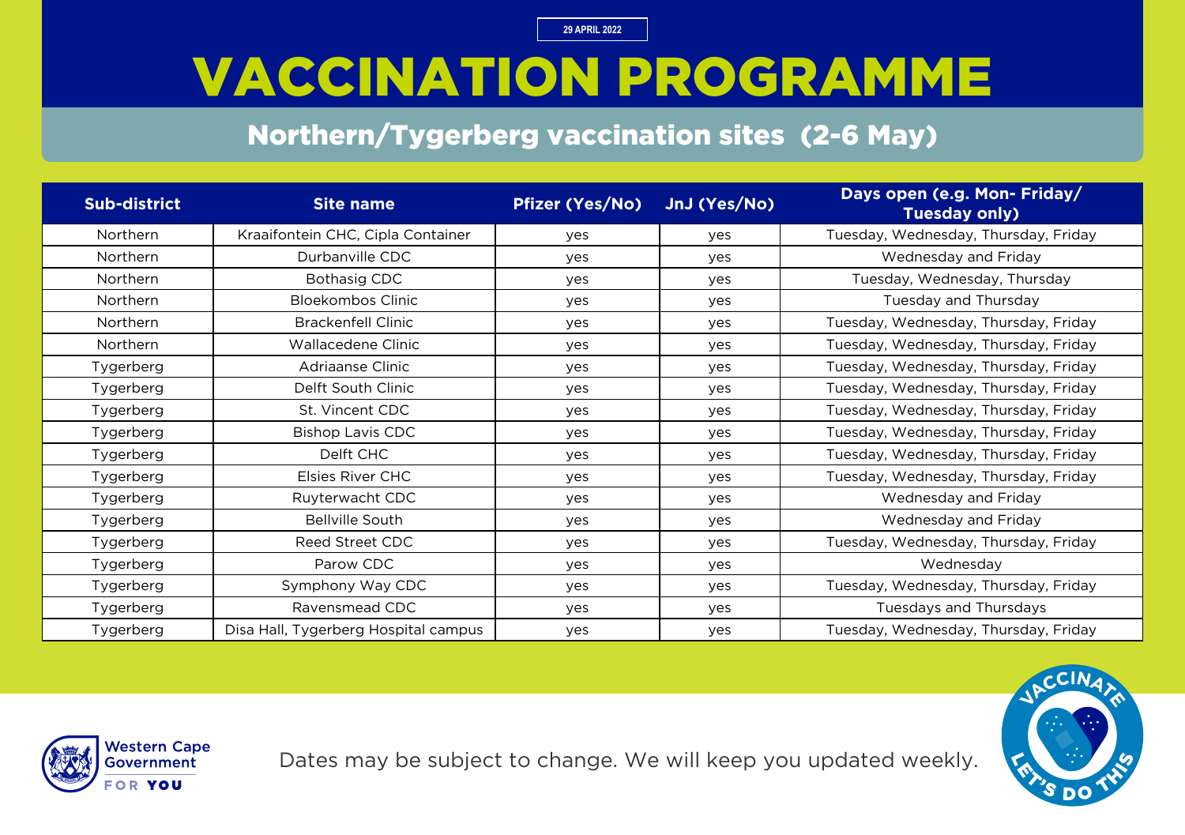29 APRIL 2022

# VACCINATION PROGRAMME

## Northern/Tygerberg vaccination sites (2-6 May)

| Sub-district | Site name | Pfizer (Yes/No) | JnJ (Yes/No) | Days open (e.g. Mon- Friday/ Tuesday only) |
|---|---|---|---|---|
| Northern | Kraaifontein CHC, Cipla Container | yes | yes | Tuesday, Wednesday, Thursday, Friday |
| Northern | Durbanville CDC | yes | yes | Wednesday and Friday |
| Northern | Bothasig CDC | yes | yes | Tuesday, Wednesday, Thursday |
| Northern | Bloekombos Clinic | yes | yes | Tuesday and Thursday |
| Northern | Brackenfell Clinic | yes | yes | Tuesday, Wednesday, Thursday, Friday |
| Northern | Wallacedene Clinic | yes | yes | Tuesday, Wednesday, Thursday, Friday |
| Tygerberg | Adriaanse Clinic | yes | yes | Tuesday, Wednesday, Thursday, Friday |
| Tygerberg | Delft South Clinic | yes | yes | Tuesday, Wednesday, Thursday, Friday |
| Tygerberg | St. Vincent CDC | yes | yes | Tuesday, Wednesday, Thursday, Friday |
| Tygerberg | Bishop Lavis CDC | yes | yes | Tuesday, Wednesday, Thursday, Friday |
| Tygerberg | Delft CHC | yes | yes | Tuesday, Wednesday, Thursday, Friday |
| Tygerberg | Elsies River CHC | yes | yes | Tuesday, Wednesday, Thursday, Friday |
| Tygerberg | Ruyterwacht CDC | yes | yes | Wednesday and Friday |
| Tygerberg | Bellville South | yes | yes | Wednesday and Friday |
| Tygerberg | Reed Street CDC | yes | yes | Tuesday, Wednesday, Thursday, Friday |
| Tygerberg | Parow CDC | yes | yes | Wednesday |
| Tygerberg | Symphony Way CDC | yes | yes | Tuesday, Wednesday, Thursday, Friday |
| Tygerberg | Ravensmead CDC | yes | yes | Tuesdays and Thursdays |
| Tygerberg | Disa Hall, Tygerberg Hospital campus | yes | yes | Tuesday, Wednesday, Thursday, Friday |

Western Cape Government FOR YOU

Dates may be subject to change. We will keep you updated weekly.

VACCINATE LET'S DO THIS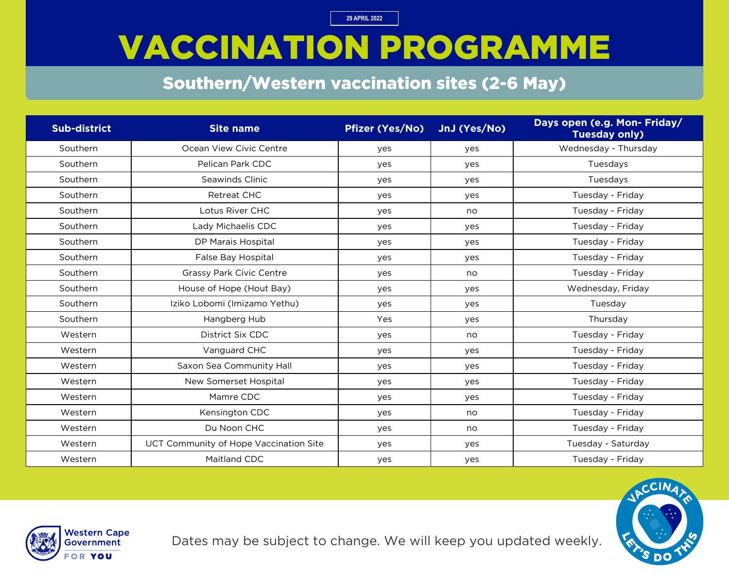29 APRIL 2022

# VACCINATION PROGRAMME

## Southern/Western vaccination sites (2-6 May)

| Sub-district | Site name | Pfizer (Yes/No) | JnJ (Yes/No) | Days open (e.g. Mon- Friday/ Tuesday only) |
|---|---|---|---|---|
| Southern | Ocean View Civic Centre | yes | yes | Wednesday - Thursday |
| Southern | Pelican Park CDC | yes | yes | Tuesdays |
| Southern | Seawinds Clinic | yes | yes | Tuesdays |
| Southern | Retreat CHC | yes | yes | Tuesday - Friday |
| Southern | Lotus River CHC | yes | no | Tuesday - Friday |
| Southern | Lady Michaelis CDC | yes | yes | Tuesday - Friday |
| Southern | DP Marais Hospital | yes | yes | Tuesday - Friday |
| Southern | False Bay Hospital | yes | yes | Tuesday - Friday |
| Southern | Grassy Park Civic Centre | yes | no | Tuesday - Friday |
| Southern | House of Hope (Hout Bay) | yes | yes | Wednesday, Friday |
| Southern | Iziko Lobomi (Imizamo Yethu) | yes | yes | Tuesday |
| Southern | Hangberg Hub | Yes | yes | Thursday |
| Western | District Six CDC | yes | no | Tuesday - Friday |
| Western | Vanguard CHC | yes | yes | Tuesday - Friday |
| Western | Saxon Sea Community Hall | yes | yes | Tuesday - Friday |
| Western | New Somerset Hospital | yes | yes | Tuesday - Friday |
| Western | Mamre CDC | yes | yes | Tuesday - Friday |
| Western | Kensington CDC | yes | no | Tuesday - Friday |
| Western | Du Noon CHC | yes | no | Tuesday - Friday |
| Western | UCT Community of Hope Vaccination Site | yes | yes | Tuesday - Saturday |
| Western | Maitland CDC | yes | yes | Tuesday - Friday |

Western Cape Government FOR YOU

Dates may be subject to change. We will keep you updated weekly.

VACCINATE LET'S DO THIS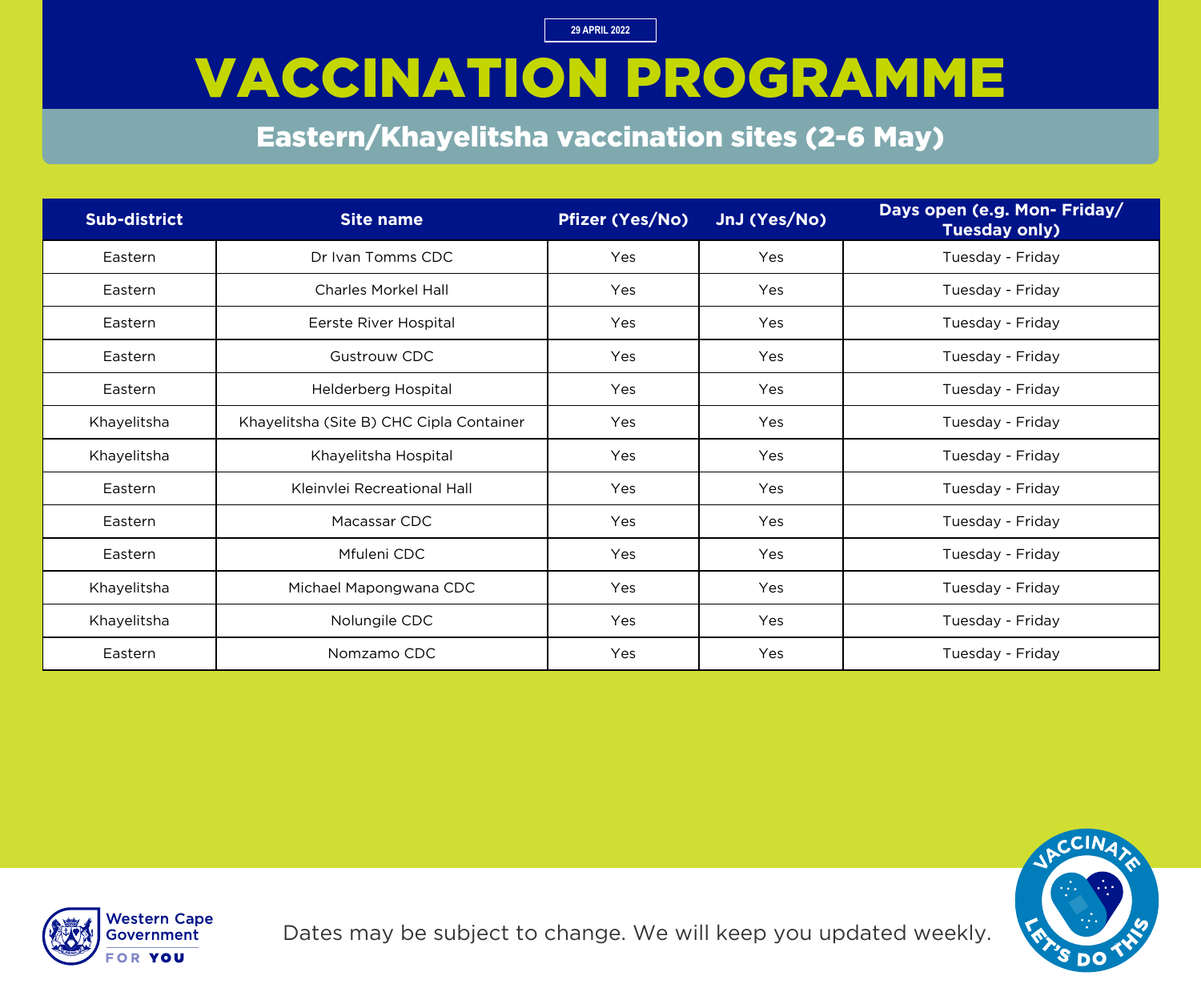29 APRIL 2022

# VACCINATION PROGRAMME

## Eastern/Khayelitsha vaccination sites (2-6 May)

| Sub-district | Site name | Pfizer (Yes/No) | JnJ (Yes/No) | Days open (e.g. Mon- Friday/ Tuesday only) |
|---|---|---|---|---|
| Eastern | Dr Ivan Tomms CDC | Yes | Yes | Tuesday - Friday |
| Eastern | Charles Morkel Hall | Yes | Yes | Tuesday - Friday |
| Eastern | Eerste River Hospital | Yes | Yes | Tuesday - Friday |
| Eastern | Gustrouw CDC | Yes | Yes | Tuesday - Friday |
| Eastern | Helderberg Hospital | Yes | Yes | Tuesday - Friday |
| Khayelitsha | Khayelitsha (Site B) CHC Cipla Container | Yes | Yes | Tuesday - Friday |
| Khayelitsha | Khayelitsha Hospital | Yes | Yes | Tuesday - Friday |
| Eastern | Kleinvlei Recreational Hall | Yes | Yes | Tuesday - Friday |
| Eastern | Macassar CDC | Yes | Yes | Tuesday - Friday |
| Eastern | Mfuleni CDC | Yes | Yes | Tuesday - Friday |
| Khayelitsha | Michael Mapongwana CDC | Yes | Yes | Tuesday - Friday |
| Khayelitsha | Nolungile CDC | Yes | Yes | Tuesday - Friday |
| Eastern | Nomzamo CDC | Yes | Yes | Tuesday - Friday |

Western Cape Government FOR YOU

Dates may be subject to change. We will keep you updated weekly.

VACCINATE LET'S DO THIS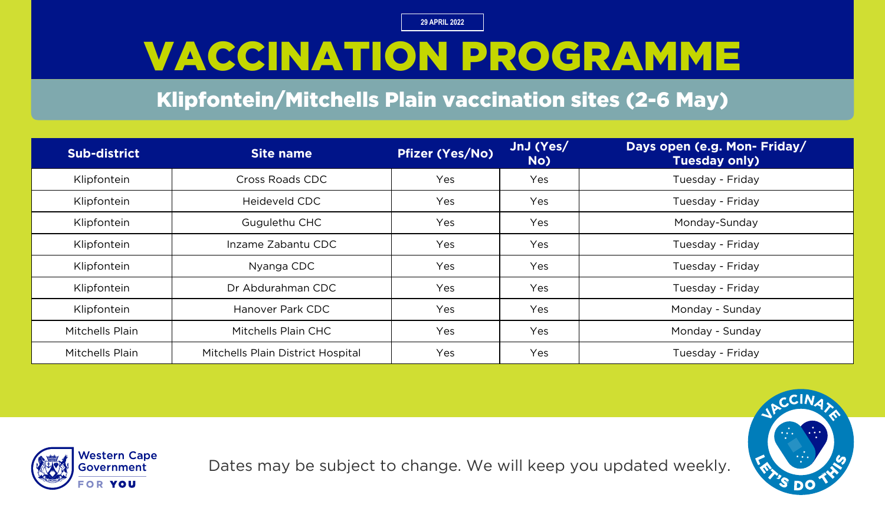29 APRIL 2022

# VACCINATION PROGRAMME

## Klipfontein/Mitchells Plain vaccination sites (2-6 May)

| Sub-district | Site name | Pfizer (Yes/No) | JnJ (Yes/ No) | Days open (e.g. Mon- Friday/ Tuesday only) |
|---|---|---|---|---|
| Klipfontein | Cross Roads CDC | Yes | Yes | Tuesday - Friday |
| Klipfontein | Heideveld CDC | Yes | Yes | Tuesday - Friday |
| Klipfontein | Gugulethu CHC | Yes | Yes | Monday-Sunday |
| Klipfontein | Inzame Zabantu CDC | Yes | Yes | Tuesday - Friday |
| Klipfontein | Nyanga CDC | Yes | Yes | Tuesday - Friday |
| Klipfontein | Dr Abdurahman CDC | Yes | Yes | Tuesday - Friday |
| Klipfontein | Hanover Park CDC | Yes | Yes | Monday - Sunday |
| Mitchells Plain | Mitchells Plain CHC | Yes | Yes | Monday - Sunday |
| Mitchells Plain | Mitchells Plain District Hospital | Yes | Yes | Tuesday - Friday |

Western Cape Government FOR YOU

Dates may be subject to change. We will keep you updated weekly.

VACCINATE LET'S DO THIS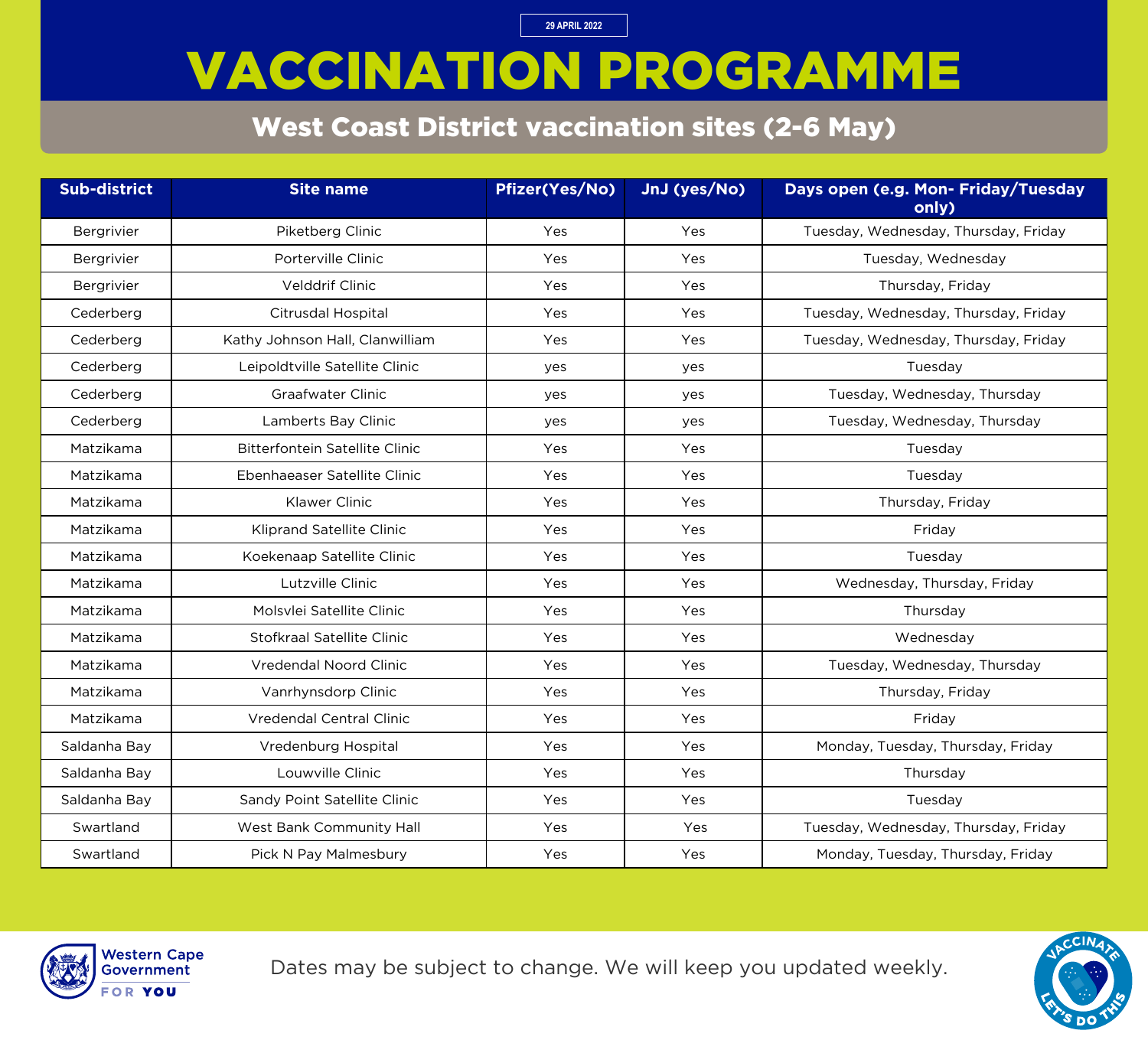29 APRIL 2022

# VACCINATION PROGRAMME

## West Coast District vaccination sites (2-6 May)

| Sub-district | Site name | Pfizer(Yes/No) | JnJ (yes/No) | Days open (e.g. Mon- Friday/Tuesday only) |
|---|---|---|---|---|
| Bergrivier | Piketberg Clinic | Yes | Yes | Tuesday, Wednesday, Thursday, Friday |
| Bergrivier | Porterville Clinic | Yes | Yes | Tuesday, Wednesday |
| Bergrivier | Velddrif Clinic | Yes | Yes | Thursday, Friday |
| Cederberg | Citrusdal Hospital | Yes | Yes | Tuesday, Wednesday, Thursday, Friday |
| Cederberg | Kathy Johnson Hall, Clanwilliam | Yes | Yes | Tuesday, Wednesday, Thursday, Friday |
| Cederberg | Leipoldtville Satellite Clinic | yes | yes | Tuesday |
| Cederberg | Graafwater Clinic | yes | yes | Tuesday, Wednesday, Thursday |
| Cederberg | Lamberts Bay Clinic | yes | yes | Tuesday, Wednesday, Thursday |
| Matzikama | Bitterfontein Satellite Clinic | Yes | Yes | Tuesday |
| Matzikama | Ebenhaeaser Satellite Clinic | Yes | Yes | Tuesday |
| Matzikama | Klawer Clinic | Yes | Yes | Thursday, Friday |
| Matzikama | Kliprand Satellite Clinic | Yes | Yes | Friday |
| Matzikama | Koekenaap Satellite Clinic | Yes | Yes | Tuesday |
| Matzikama | Lutzville Clinic | Yes | Yes | Wednesday, Thursday, Friday |
| Matzikama | Molsvlei Satellite Clinic | Yes | Yes | Thursday |
| Matzikama | Stofkraal Satellite Clinic | Yes | Yes | Wednesday |
| Matzikama | Vredendal Noord Clinic | Yes | Yes | Tuesday, Wednesday, Thursday |
| Matzikama | Vanrhynsdorp Clinic | Yes | Yes | Thursday, Friday |
| Matzikama | Vredendal Central Clinic | Yes | Yes | Friday |
| Saldanha Bay | Vredenburg Hospital | Yes | Yes | Monday, Tuesday, Thursday, Friday |
| Saldanha Bay | Louwville Clinic | Yes | Yes | Thursday |
| Saldanha Bay | Sandy Point Satellite Clinic | Yes | Yes | Tuesday |
| Swartland | West Bank Community Hall | Yes | Yes | Tuesday, Wednesday, Thursday, Friday |
| Swartland | Pick N Pay Malmesbury | Yes | Yes | Monday, Tuesday, Thursday, Friday |

Western Cape Government FOR YOU

Dates may be subject to change. We will keep you updated weekly.

VACCINATE LET'S DO THIS